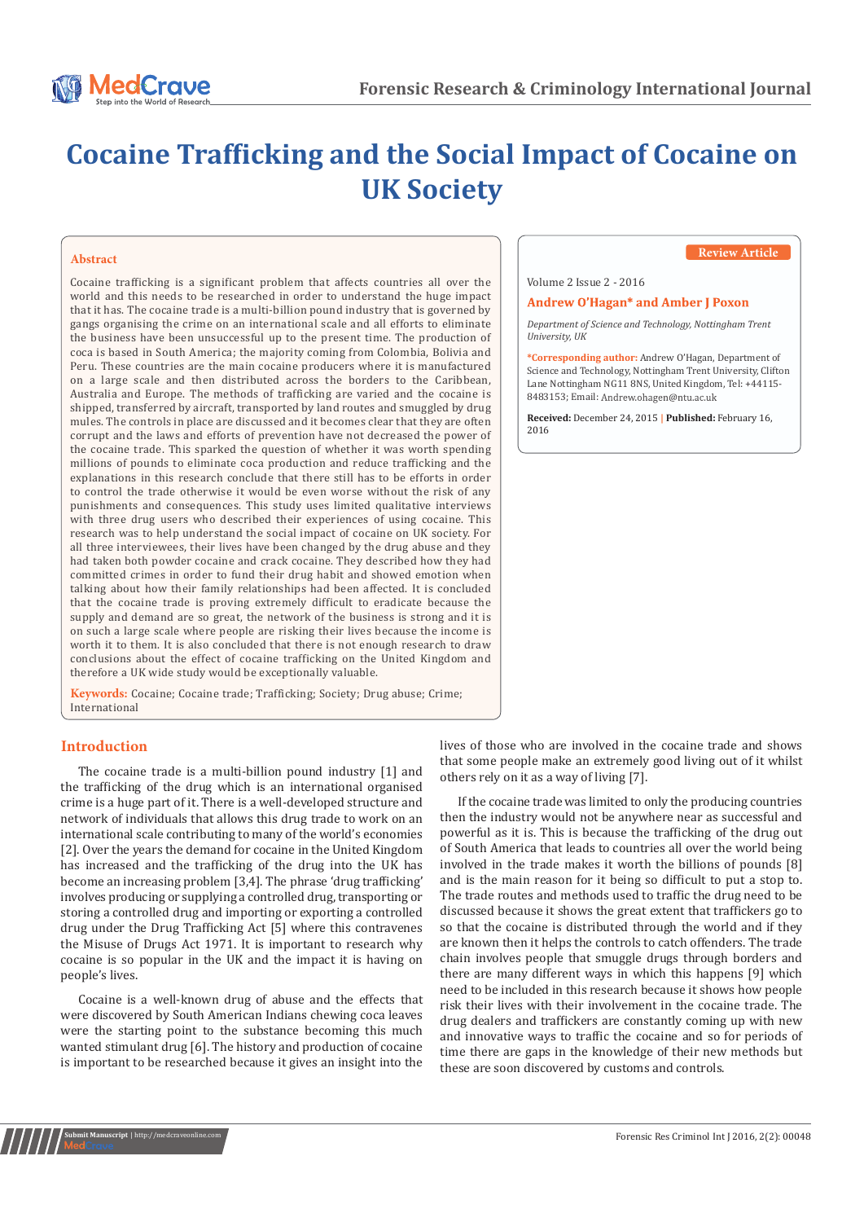# Cocaine Trafficking and the Social Impact of Cocaine on UK Society

**Review Article**

Volume 2 Issue 2 - 2016

**Andrew O'Hagan\* and Amber J Poxon**

*Department of Science and Technology, Nottingham Trent University, UK*

**\*Corresponding author:** Andrew O'Hagan, Department of Science and Technology, Nottingham Trent University, Clifton Lane Nottingham NG11 8NS, United Kingdom, Tel: +44115-8483153; Email: Andrew.ohagen@ntu.ac.uk

**Received:** December 24, 2015 | **Published:** February 16, 2016

## Abstract

Cocaine trafficking is a significant problem that affects countries all over the world and this needs to be researched in order to understand the huge impact that it has. The cocaine trade is a multi-billion pound industry that is governed by gangs organising the crime on an international scale and all efforts to eliminate the business have been unsuccessful up to the present time. The production of coca is based in South America; the majority coming from Colombia, Bolivia and Peru. These countries are the main cocaine producers where it is manufactured on a large scale and then distributed across the borders to the Caribbean, Australia and Europe. The methods of trafficking are varied and the cocaine is shipped, transferred by aircraft, transported by land routes and smuggled by drug mules. The controls in place are discussed and it becomes clear that they are often corrupt and the laws and efforts of prevention have not decreased the power of the cocaine trade. This sparked the question of whether it was worth spending millions of pounds to eliminate coca production and reduce trafficking and the explanations in this research conclude that there still has to be efforts in order to control the trade otherwise it would be even worse without the risk of any punishments and consequences. This study uses limited qualitative interviews with three drug users who described their experiences of using cocaine. This research was to help understand the social impact of cocaine on UK society. For all three interviewees, their lives have been changed by the drug abuse and they had taken both powder cocaine and crack cocaine. They described how they had committed crimes in order to fund their drug habit and showed emotion when talking about how their family relationships had been affected. It is concluded that the cocaine trade is proving extremely difficult to eradicate because the supply and demand are so great, the network of the business is strong and it is on such a large scale where people are risking their lives because the income is worth it to them. It is also concluded that there is not enough research to draw conclusions about the effect of cocaine trafficking on the United Kingdom and therefore a UK wide study would be exceptionally valuable.

**Keywords:** Cocaine; Cocaine trade; Trafficking; Society; Drug abuse; Crime; International

## Introduction

The cocaine trade is a multi-billion pound industry [1] and the trafficking of the drug which is an international organised crime is a huge part of it. There is a well-developed structure and network of individuals that allows this drug trade to work on an international scale contributing to many of the world's economies [2]. Over the years the demand for cocaine in the United Kingdom has increased and the trafficking of the drug into the UK has become an increasing problem [3,4]. The phrase 'drug trafficking' involves producing or supplying a controlled drug, transporting or storing a controlled drug and importing or exporting a controlled drug under the Drug Trafficking Act [5] where this contravenes the Misuse of Drugs Act 1971. It is important to research why cocaine is so popular in the UK and the impact it is having on people's lives.

Cocaine is a well-known drug of abuse and the effects that were discovered by South American Indians chewing coca leaves were the starting point to the substance becoming this much wanted stimulant drug [6]. The history and production of cocaine is important to be researched because it gives an insight into the lives of those who are involved in the cocaine trade and shows that some people make an extremely good living out of it whilst others rely on it as a way of living [7].

If the cocaine trade was limited to only the producing countries then the industry would not be anywhere near as successful and powerful as it is. This is because the trafficking of the drug out of South America that leads to countries all over the world being involved in the trade makes it worth the billions of pounds [8] and is the main reason for it being so difficult to put a stop to. The trade routes and methods used to traffic the drug need to be discussed because it shows the great extent that traffickers go to so that the cocaine is distributed through the world and if they are known then it helps the controls to catch offenders. The trade chain involves people that smuggle drugs through borders and there are many different ways in which this happens [9] which need to be included in this research because it shows how people risk their lives with their involvement in the cocaine trade. The drug dealers and traffickers are constantly coming up with new and innovative ways to traffic the cocaine and so for periods of time there are gaps in the knowledge of their new methods but these are soon discovered by customs and controls.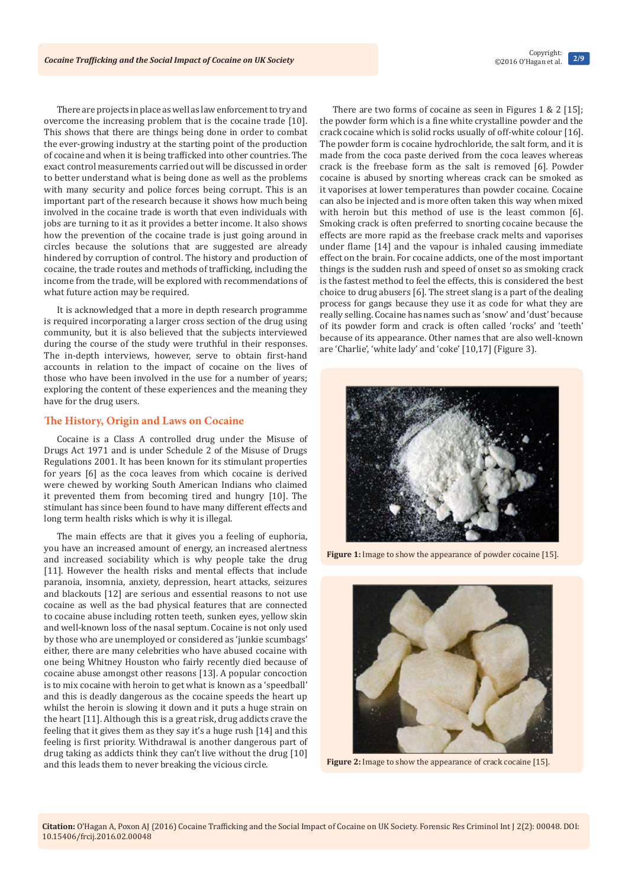There are projects in place as well as law enforcement to try and overcome the increasing problem that is the cocaine trade [10]. This shows that there are things being done in order to combat the ever-growing industry at the starting point of the production of cocaine and when it is being trafficked into other countries. The exact control measurements carried out will be discussed in order to better understand what is being done as well as the problems with many security and police forces being corrupt. This is an important part of the research because it shows how much being involved in the cocaine trade is worth that even individuals with jobs are turning to it as it provides a better income. It also shows how the prevention of the cocaine trade is just going around in circles because the solutions that are suggested are already hindered by corruption of control. The history and production of cocaine, the trade routes and methods of trafficking, including the income from the trade, will be explored with recommendations of what future action may be required.

It is acknowledged that a more in depth research programme is required incorporating a larger cross section of the drug using community, but it is also believed that the subjects interviewed during the course of the study were truthful in their responses. The in-depth interviews, however, serve to obtain first-hand accounts in relation to the impact of cocaine on the lives of those who have been involved in the use for a number of years; exploring the content of these experiences and the meaning they have for the drug users.

## The History, Origin and Laws on Cocaine

Cocaine is a Class A controlled drug under the Misuse of Drugs Act 1971 and is under Schedule 2 of the Misuse of Drugs Regulations 2001. It has been known for its stimulant properties for years [6] as the coca leaves from which cocaine is derived were chewed by working South American Indians who claimed it prevented them from becoming tired and hungry [10]. The stimulant has since been found to have many different effects and long term health risks which is why it is illegal.

The main effects are that it gives you a feeling of euphoria, you have an increased amount of energy, an increased alertness and increased sociability which is why people take the drug [11]. However the health risks and mental effects that include paranoia, insomnia, anxiety, depression, heart attacks, seizures and blackouts [12] are serious and essential reasons to not use cocaine as well as the bad physical features that are connected to cocaine abuse including rotten teeth, sunken eyes, yellow skin and well-known loss of the nasal septum. Cocaine is not only used by those who are unemployed or considered as 'junkie scumbags' either, there are many celebrities who have abused cocaine with one being Whitney Houston who fairly recently died because of cocaine abuse amongst other reasons [13]. A popular concoction is to mix cocaine with heroin to get what is known as a 'speedball' and this is deadly dangerous as the cocaine speeds the heart up whilst the heroin is slowing it down and it puts a huge strain on the heart [11]. Although this is a great risk, drug addicts crave the feeling that it gives them as they say it's a huge rush [14] and this feeling is first priority. Withdrawal is another dangerous part of drug taking as addicts think they can't live without the drug [10] and this leads them to never breaking the vicious circle.

There are two forms of cocaine as seen in Figures 1 & 2 [15]; the powder form which is a fine white crystalline powder and the crack cocaine which is solid rocks usually of off-white colour [16]. The powder form is cocaine hydrochloride, the salt form, and it is made from the coca paste derived from the coca leaves whereas crack is the freebase form as the salt is removed [6]. Powder cocaine is abused by snorting whereas crack can be smoked as it vaporises at lower temperatures than powder cocaine. Cocaine can also be injected and is more often taken this way when mixed with heroin but this method of use is the least common [6]. Smoking crack is often preferred to snorting cocaine because the effects are more rapid as the freebase crack melts and vaporises under flame [14] and the vapour is inhaled causing immediate effect on the brain. For cocaine addicts, one of the most important things is the sudden rush and speed of onset so as smoking crack is the fastest method to feel the effects, this is considered the best choice to drug abusers [6]. The street slang is a part of the dealing process for gangs because they use it as code for what they are really selling. Cocaine has names such as 'snow' and 'dust' because of its powder form and crack is often called 'rocks' and 'teeth' because of its appearance. Other names that are also well-known are 'Charlie', 'white lady' and 'coke' [10,17] (Figure 3).

**Figure 1:** Image to show the appearance of powder cocaine [15].

**Figure 2:** Image to show the appearance of crack cocaine [15].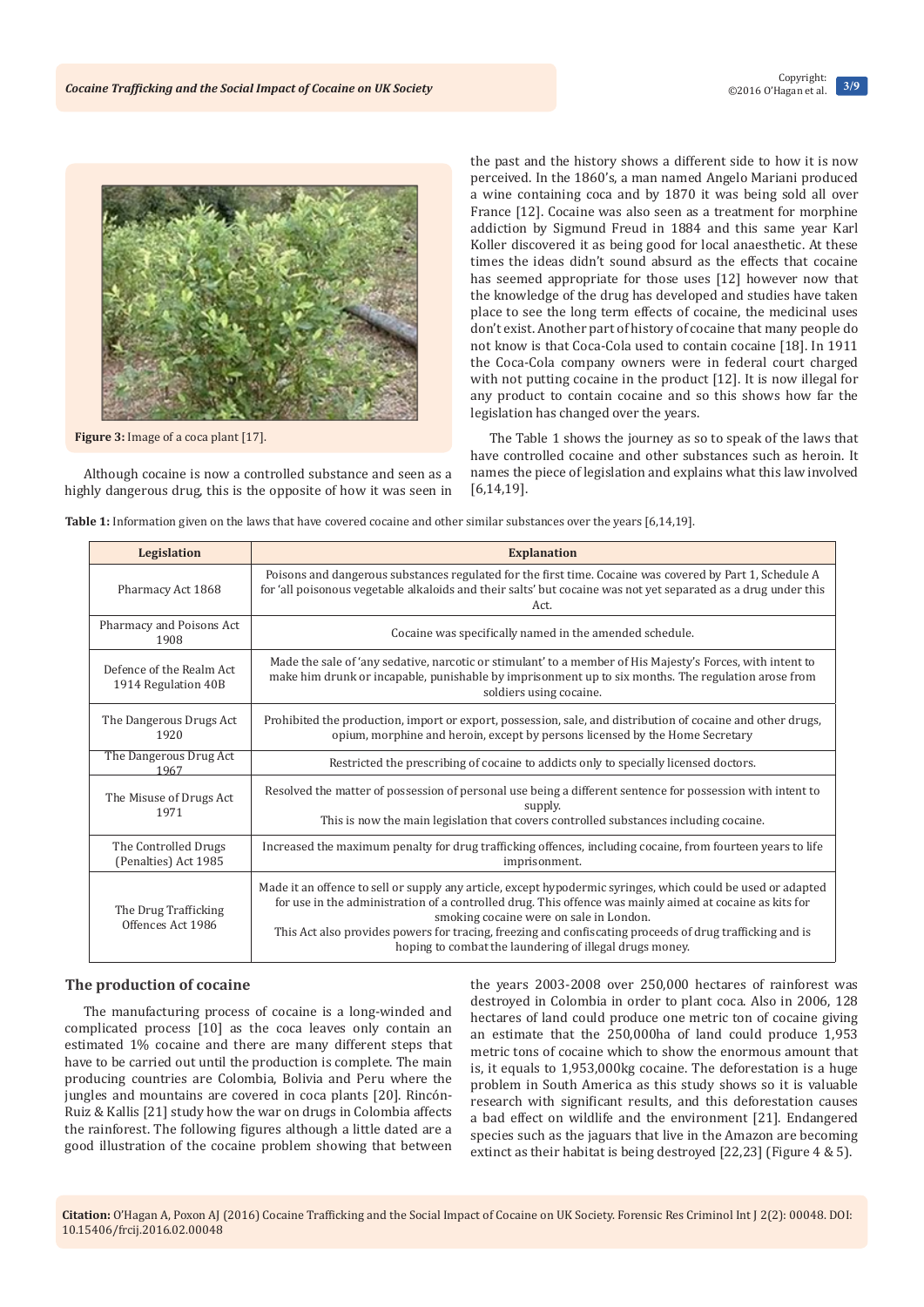Figure 3: Image of a coca plant [17].

Although cocaine is now a controlled substance and seen as a highly dangerous drug, this is the opposite of how it was seen in the past and the history shows a different side to how it is now perceived. In the 1860's, a man named Angelo Mariani produced a wine containing coca and by 1870 it was being sold all over France [12]. Cocaine was also seen as a treatment for morphine addiction by Sigmund Freud in 1884 and this same year Karl Koller discovered it as being good for local anaesthetic. At these times the ideas didn't sound absurd as the effects that cocaine has seemed appropriate for those uses [12] however now that the knowledge of the drug has developed and studies have taken place to see the long term effects of cocaine, the medicinal uses don't exist. Another part of history of cocaine that many people do not know is that Coca-Cola used to contain cocaine [18]. In 1911 the Coca-Cola company owners were in federal court charged with not putting cocaine in the product [12]. It is now illegal for any product to contain cocaine and so this shows how far the legislation has changed over the years.

The Table 1 shows the journey as so to speak of the laws that have controlled cocaine and other substances such as heroin. It names the piece of legislation and explains what this law involved [6,14,19].

**Table 1:** Information given on the laws that have covered cocaine and other similar substances over the years [6,14,19].

| Legislation | Explanation |
|---|---|
| Pharmacy Act 1868 | Poisons and dangerous substances regulated for the first time. Cocaine was covered by Part 1, Schedule A for 'all poisonous vegetable alkaloids and their salts' but cocaine was not yet separated as a drug under this Act. |
| Pharmacy and Poisons Act 1908 | Cocaine was specifically named in the amended schedule. |
| Defence of the Realm Act 1914 Regulation 40B | Made the sale of 'any sedative, narcotic or stimulant' to a member of His Majesty's Forces, with intent to make him drunk or incapable, punishable by imprisonment up to six months. The regulation arose from soldiers using cocaine. |
| The Dangerous Drugs Act 1920 | Prohibited the production, import or export, possession, sale, and distribution of cocaine and other drugs, opium, morphine and heroin, except by persons licensed by the Home Secretary |
| The Dangerous Drug Act 1967 | Restricted the prescribing of cocaine to addicts only to specially licensed doctors. |
| The Misuse of Drugs Act 1971 | Resolved the matter of possession of personal use being a different sentence for possession with intent to supply. This is now the main legislation that covers controlled substances including cocaine. |
| The Controlled Drugs (Penalties) Act 1985 | Increased the maximum penalty for drug trafficking offences, including cocaine, from fourteen years to life imprisonment. |
| The Drug Trafficking Offences Act 1986 | Made it an offence to sell or supply any article, except hypodermic syringes, which could be used or adapted for use in the administration of a controlled drug. This offence was mainly aimed at cocaine as kits for smoking cocaine were on sale in London. This Act also provides powers for tracing, freezing and confiscating proceeds of drug trafficking and is hoping to combat the laundering of illegal drugs money. |

## The production of cocaine

The manufacturing process of cocaine is a long-winded and complicated process [10] as the coca leaves only contain an estimated 1% cocaine and there are many different steps that have to be carried out until the production is complete. The main producing countries are Colombia, Bolivia and Peru where the jungles and mountains are covered in coca plants [20]. Rincón-Ruiz & Kallis [21] study how the war on drugs in Colombia affects the rainforest. The following figures although a little dated are a good illustration of the cocaine problem showing that between the years 2003-2008 over 250,000 hectares of rainforest was destroyed in Colombia in order to plant coca. Also in 2006, 128 hectares of land could produce one metric ton of cocaine giving an estimate that the 250,000ha of land could produce 1,953 metric tons of cocaine which to show the enormous amount that is, it equals to 1,953,000kg cocaine. The deforestation is a huge problem in South America as this study shows so it is valuable research with significant results, and this deforestation causes a bad effect on wildlife and the environment [21]. Endangered species such as the jaguars that live in the Amazon are becoming extinct as their habitat is being destroyed [22,23] (Figure 4 & 5).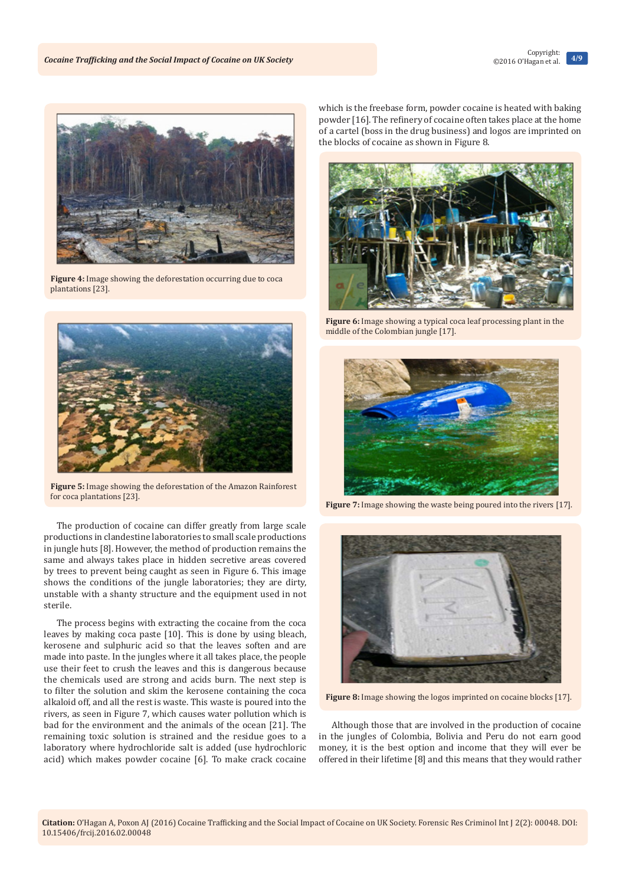Figure 4: Image showing the deforestation occurring due to coca plantations [23].

Figure 5: Image showing the deforestation of the Amazon Rainforest for coca plantations [23].

The production of cocaine can differ greatly from large scale productions in clandestine laboratories to small scale productions in jungle huts [8]. However, the method of production remains the same and always takes place in hidden secretive areas covered by trees to prevent being caught as seen in Figure 6. This image shows the conditions of the jungle laboratories; they are dirty, unstable with a shanty structure and the equipment used in not sterile.

The process begins with extracting the cocaine from the coca leaves by making coca paste [10]. This is done by using bleach, kerosene and sulphuric acid so that the leaves soften and are made into paste. In the jungles where it all takes place, the people use their feet to crush the leaves and this is dangerous because the chemicals used are strong and acids burn. The next step is to filter the solution and skim the kerosene containing the coca alkaloid off, and all the rest is waste. This waste is poured into the rivers, as seen in Figure 7, which causes water pollution which is bad for the environment and the animals of the ocean [21]. The remaining toxic solution is strained and the residue goes to a laboratory where hydrochloride salt is added (use hydrochloric acid) which makes powder cocaine [6]. To make crack cocaine which is the freebase form, powder cocaine is heated with baking powder [16]. The refinery of cocaine often takes place at the home of a cartel (boss in the drug business) and logos are imprinted on the blocks of cocaine as shown in Figure 8.

Figure 6: Image showing a typical coca leaf processing plant in the middle of the Colombian jungle [17].

Figure 7: Image showing the waste being poured into the rivers [17].

Figure 8: Image showing the logos imprinted on cocaine blocks [17].

Although those that are involved in the production of cocaine in the jungles of Colombia, Bolivia and Peru do not earn good money, it is the best option and income that they will ever be offered in their lifetime [8] and this means that they would rather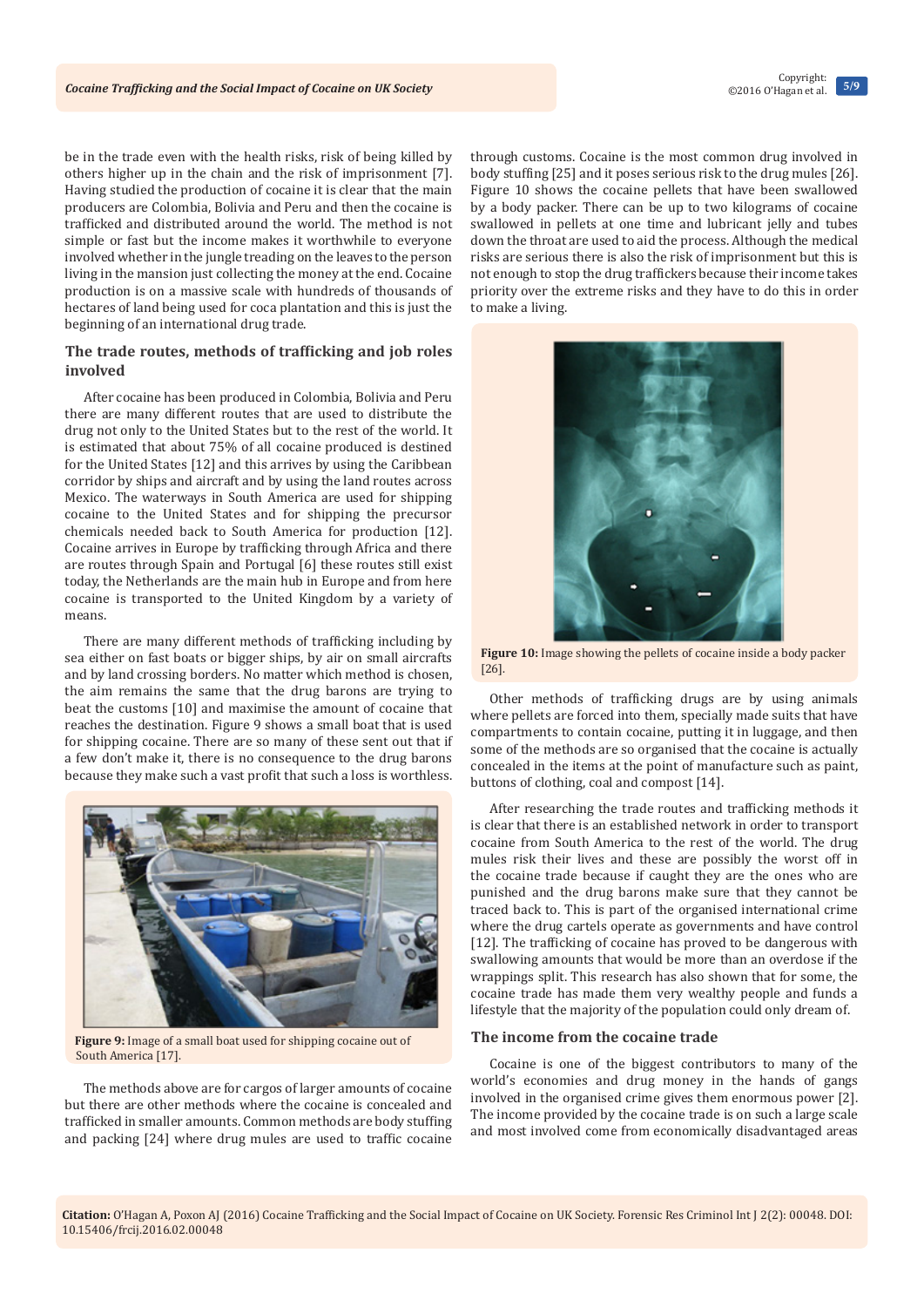be in the trade even with the health risks, risk of being killed by others higher up in the chain and the risk of imprisonment [7]. Having studied the production of cocaine it is clear that the main producers are Colombia, Bolivia and Peru and then the cocaine is trafficked and distributed around the world. The method is not simple or fast but the income makes it worthwhile to everyone involved whether in the jungle treading on the leaves to the person living in the mansion just collecting the money at the end. Cocaine production is on a massive scale with hundreds of thousands of hectares of land being used for coca plantation and this is just the beginning of an international drug trade.

## The trade routes, methods of trafficking and job roles involved

After cocaine has been produced in Colombia, Bolivia and Peru there are many different routes that are used to distribute the drug not only to the United States but to the rest of the world. It is estimated that about 75% of all cocaine produced is destined for the United States [12] and this arrives by using the Caribbean corridor by ships and aircraft and by using the land routes across Mexico. The waterways in South America are used for shipping cocaine to the United States and for shipping the precursor chemicals needed back to South America for production [12]. Cocaine arrives in Europe by trafficking through Africa and there are routes through Spain and Portugal [6] these routes still exist today, the Netherlands are the main hub in Europe and from here cocaine is transported to the United Kingdom by a variety of means.

There are many different methods of trafficking including by sea either on fast boats or bigger ships, by air on small aircrafts and by land crossing borders. No matter which method is chosen, the aim remains the same that the drug barons are trying to beat the customs [10] and maximise the amount of cocaine that reaches the destination. Figure 9 shows a small boat that is used for shipping cocaine. There are so many of these sent out that if a few don't make it, there is no consequence to the drug barons because they make such a vast profit that such a loss is worthless.

**Figure 9:** Image of a small boat used for shipping cocaine out of South America [17].

The methods above are for cargos of larger amounts of cocaine but there are other methods where the cocaine is concealed and trafficked in smaller amounts. Common methods are body stuffing and packing [24] where drug mules are used to traffic cocaine through customs. Cocaine is the most common drug involved in body stuffing [25] and it poses serious risk to the drug mules [26]. Figure 10 shows the cocaine pellets that have been swallowed by a body packer. There can be up to two kilograms of cocaine swallowed in pellets at one time and lubricant jelly and tubes down the throat are used to aid the process. Although the medical risks are serious there is also the risk of imprisonment but this is not enough to stop the drug traffickers because their income takes priority over the extreme risks and they have to do this in order to make a living.

**Figure 10:** Image showing the pellets of cocaine inside a body packer [26].

Other methods of trafficking drugs are by using animals where pellets are forced into them, specially made suits that have compartments to contain cocaine, putting it in luggage, and then some of the methods are so organised that the cocaine is actually concealed in the items at the point of manufacture such as paint, buttons of clothing, coal and compost [14].

After researching the trade routes and trafficking methods it is clear that there is an established network in order to transport cocaine from South America to the rest of the world. The drug mules risk their lives and these are possibly the worst off in the cocaine trade because if caught they are the ones who are punished and the drug barons make sure that they cannot be traced back to. This is part of the organised international crime where the drug cartels operate as governments and have control [12]. The trafficking of cocaine has proved to be dangerous with swallowing amounts that would be more than an overdose if the wrappings split. This research has also shown that for some, the cocaine trade has made them very wealthy people and funds a lifestyle that the majority of the population could only dream of.

## The income from the cocaine trade

Cocaine is one of the biggest contributors to many of the world's economies and drug money in the hands of gangs involved in the organised crime gives them enormous power [2]. The income provided by the cocaine trade is on such a large scale and most involved come from economically disadvantaged areas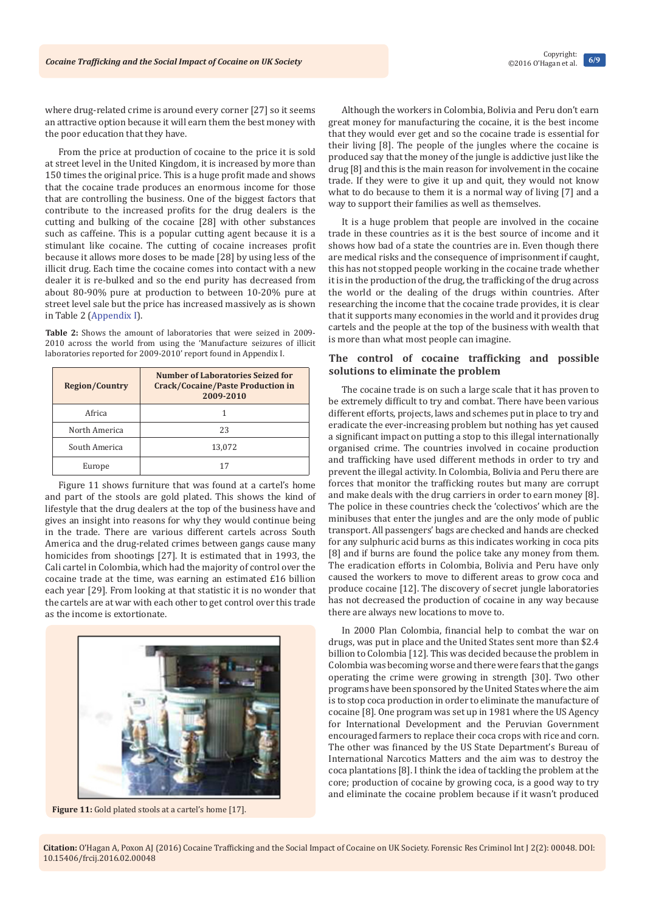where drug-related crime is around every corner [27] so it seems an attractive option because it will earn them the best money with the poor education that they have.

From the price at production of cocaine to the price it is sold at street level in the United Kingdom, it is increased by more than 150 times the original price. This is a huge profit made and shows that the cocaine trade produces an enormous income for those that are controlling the business. One of the biggest factors that contribute to the increased profits for the drug dealers is the cutting and bulking of the cocaine [28] with other substances such as caffeine. This is a popular cutting agent because it is a stimulant like cocaine. The cutting of cocaine increases profit because it allows more doses to be made [28] by using less of the illicit drug. Each time the cocaine comes into contact with a new dealer it is re-bulked and so the end purity has decreased from about 80-90% pure at production to between 10-20% pure at street level sale but the price has increased massively as is shown in Table 2 (Appendix I).

**Table 2:** Shows the amount of laboratories that were seized in 2009-2010 across the world from using the 'Manufacture seizures of illicit laboratories reported for 2009-2010' report found in Appendix I.

| Region/Country | Number of Laboratories Seized for Crack/Cocaine/Paste Production in 2009-2010 |
|---|---|
| Africa | 1 |
| North America | 23 |
| South America | 13,072 |
| Europe | 17 |

Figure 11 shows furniture that was found at a cartel's home and part of the stools are gold plated. This shows the kind of lifestyle that the drug dealers at the top of the business have and gives an insight into reasons for why they would continue being in the trade. There are various different cartels across South America and the drug-related crimes between gangs cause many homicides from shootings [27]. It is estimated that in 1993, the Cali cartel in Colombia, which had the majority of control over the cocaine trade at the time, was earning an estimated £16 billion each year [29]. From looking at that statistic it is no wonder that the cartels are at war with each other to get control over this trade as the income is extortionate.

**Figure 11:** Gold plated stools at a cartel's home [17].

Although the workers in Colombia, Bolivia and Peru don't earn great money for manufacturing the cocaine, it is the best income that they would ever get and so the cocaine trade is essential for their living [8]. The people of the jungles where the cocaine is produced say that the money of the jungle is addictive just like the drug [8] and this is the main reason for involvement in the cocaine trade. If they were to give it up and quit, they would not know what to do because to them it is a normal way of living [7] and a way to support their families as well as themselves.

It is a huge problem that people are involved in the cocaine trade in these countries as it is the best source of income and it shows how bad of a state the countries are in. Even though there are medical risks and the consequence of imprisonment if caught, this has not stopped people working in the cocaine trade whether it is in the production of the drug, the trafficking of the drug across the world or the dealing of the drugs within countries. After researching the income that the cocaine trade provides, it is clear that it supports many economies in the world and it provides drug cartels and the people at the top of the business with wealth that is more than what most people can imagine.

## The control of cocaine trafficking and possible solutions to eliminate the problem

The cocaine trade is on such a large scale that it has proven to be extremely difficult to try and combat. There have been various different efforts, projects, laws and schemes put in place to try and eradicate the ever-increasing problem but nothing has yet caused a significant impact on putting a stop to this illegal internationally organised crime. The countries involved in cocaine production and trafficking have used different methods in order to try and prevent the illegal activity. In Colombia, Bolivia and Peru there are forces that monitor the trafficking routes but many are corrupt and make deals with the drug carriers in order to earn money [8]. The police in these countries check the 'colectivos' which are the minibuses that enter the jungles and are the only mode of public transport. All passengers' bags are checked and hands are checked for any sulphuric acid burns as this indicates working in coca pits [8] and if burns are found the police take any money from them. The eradication efforts in Colombia, Bolivia and Peru have only caused the workers to move to different areas to grow coca and produce cocaine [12]. The discovery of secret jungle laboratories has not decreased the production of cocaine in any way because there are always new locations to move to.

In 2000 Plan Colombia, financial help to combat the war on drugs, was put in place and the United States sent more than $2.4 billion to Colombia [12]. This was decided because the problem in Colombia was becoming worse and there were fears that the gangs operating the crime were growing in strength [30]. Two other programs have been sponsored by the United States where the aim is to stop coca production in order to eliminate the manufacture of cocaine [8]. One program was set up in 1981 where the US Agency for International Development and the Peruvian Government encouraged farmers to replace their coca crops with rice and corn. The other was financed by the US State Department's Bureau of International Narcotics Matters and the aim was to destroy the coca plantations [8]. I think the idea of tackling the problem at the core; production of cocaine by growing coca, is a good way to try and eliminate the cocaine problem because if it wasn't produced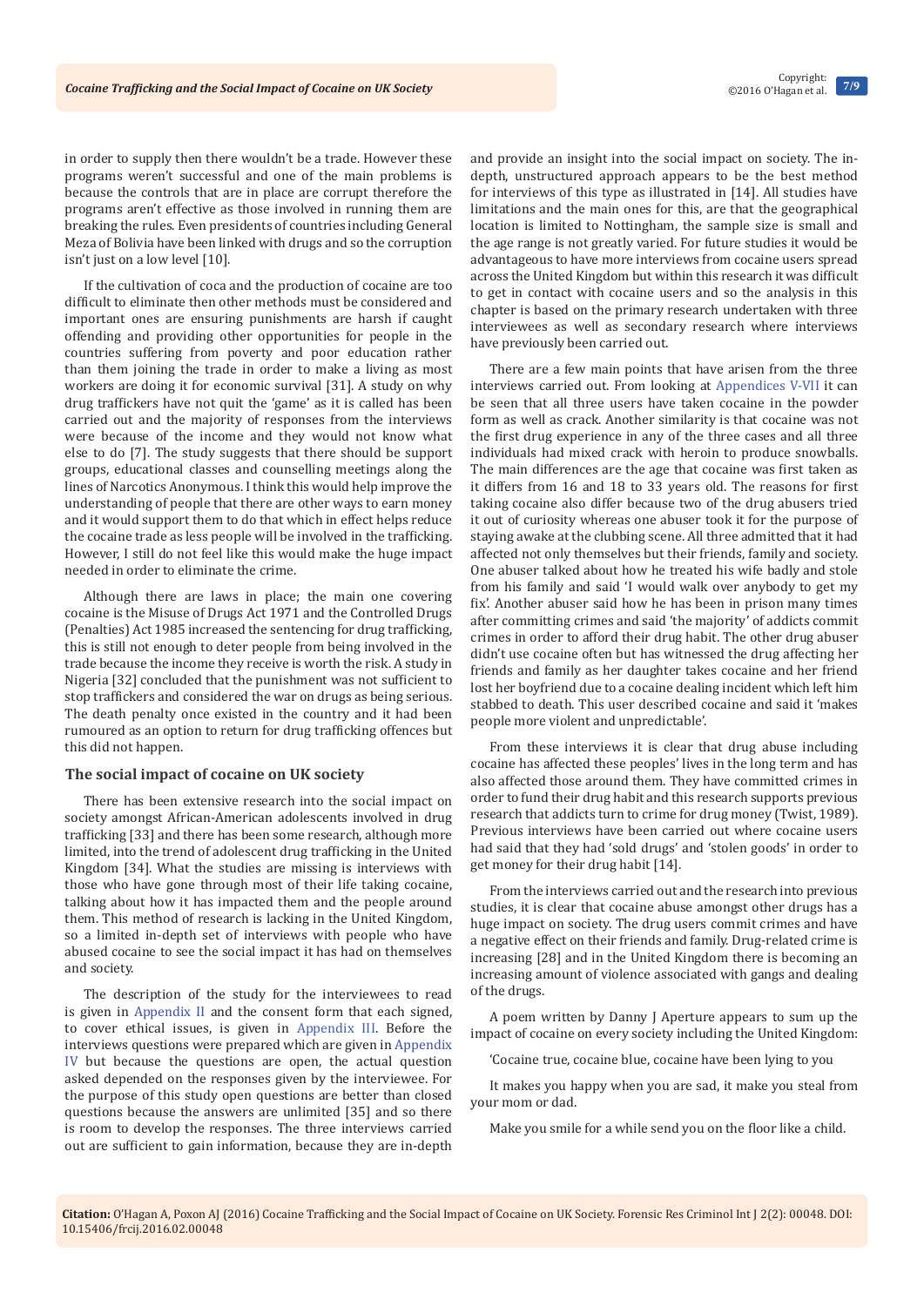in order to supply then there wouldn't be a trade. However these programs weren't successful and one of the main problems is because the controls that are in place are corrupt therefore the programs aren't effective as those involved in running them are breaking the rules. Even presidents of countries including General Meza of Bolivia have been linked with drugs and so the corruption isn't just on a low level [10].

If the cultivation of coca and the production of cocaine are too difficult to eliminate then other methods must be considered and important ones are ensuring punishments are harsh if caught offending and providing other opportunities for people in the countries suffering from poverty and poor education rather than them joining the trade in order to make a living as most workers are doing it for economic survival [31]. A study on why drug traffickers have not quit the 'game' as it is called has been carried out and the majority of responses from the interviews were because of the income and they would not know what else to do [7]. The study suggests that there should be support groups, educational classes and counselling meetings along the lines of Narcotics Anonymous. I think this would help improve the understanding of people that there are other ways to earn money and it would support them to do that which in effect helps reduce the cocaine trade as less people will be involved in the trafficking. However, I still do not feel like this would make the huge impact needed in order to eliminate the crime.

Although there are laws in place; the main one covering cocaine is the Misuse of Drugs Act 1971 and the Controlled Drugs (Penalties) Act 1985 increased the sentencing for drug trafficking, this is still not enough to deter people from being involved in the trade because the income they receive is worth the risk. A study in Nigeria [32] concluded that the punishment was not sufficient to stop traffickers and considered the war on drugs as being serious. The death penalty once existed in the country and it had been rumoured as an option to return for drug trafficking offences but this did not happen.

## The social impact of cocaine on UK society

There has been extensive research into the social impact on society amongst African-American adolescents involved in drug trafficking [33] and there has been some research, although more limited, into the trend of adolescent drug trafficking in the United Kingdom [34]. What the studies are missing is interviews with those who have gone through most of their life taking cocaine, talking about how it has impacted them and the people around them. This method of research is lacking in the United Kingdom, so a limited in-depth set of interviews with people who have abused cocaine to see the social impact it has had on themselves and society.

The description of the study for the interviewees to read is given in Appendix II and the consent form that each signed, to cover ethical issues, is given in Appendix III. Before the interviews questions were prepared which are given in Appendix IV but because the questions are open, the actual question asked depended on the responses given by the interviewee. For the purpose of this study open questions are better than closed questions because the answers are unlimited [35] and so there is room to develop the responses. The three interviews carried out are sufficient to gain information, because they are in-depth and provide an insight into the social impact on society. The in-depth, unstructured approach appears to be the best method for interviews of this type as illustrated in [14]. All studies have limitations and the main ones for this, are that the geographical location is limited to Nottingham, the sample size is small and the age range is not greatly varied. For future studies it would be advantageous to have more interviews from cocaine users spread across the United Kingdom but within this research it was difficult to get in contact with cocaine users and so the analysis in this chapter is based on the primary research undertaken with three interviewees as well as secondary research where interviews have previously been carried out.

There are a few main points that have arisen from the three interviews carried out. From looking at Appendices V-VII it can be seen that all three users have taken cocaine in the powder form as well as crack. Another similarity is that cocaine was not the first drug experience in any of the three cases and all three individuals had mixed crack with heroin to produce snowballs. The main differences are the age that cocaine was first taken as it differs from 16 and 18 to 33 years old. The reasons for first taking cocaine also differ because two of the drug abusers tried it out of curiosity whereas one abuser took it for the purpose of staying awake at the clubbing scene. All three admitted that it had affected not only themselves but their friends, family and society. One abuser talked about how he treated his wife badly and stole from his family and said 'I would walk over anybody to get my fix'. Another abuser said how he has been in prison many times after committing crimes and said 'the majority' of addicts commit crimes in order to afford their drug habit. The other drug abuser didn't use cocaine often but has witnessed the drug affecting her friends and family as her daughter takes cocaine and her friend lost her boyfriend due to a cocaine dealing incident which left him stabbed to death. This user described cocaine and said it 'makes people more violent and unpredictable'.

From these interviews it is clear that drug abuse including cocaine has affected these peoples' lives in the long term and has also affected those around them. They have committed crimes in order to fund their drug habit and this research supports previous research that addicts turn to crime for drug money (Twist, 1989). Previous interviews have been carried out where cocaine users had said that they had 'sold drugs' and 'stolen goods' in order to get money for their drug habit [14].

From the interviews carried out and the research into previous studies, it is clear that cocaine abuse amongst other drugs has a huge impact on society. The drug users commit crimes and have a negative effect on their friends and family. Drug-related crime is increasing [28] and in the United Kingdom there is becoming an increasing amount of violence associated with gangs and dealing of the drugs.

A poem written by Danny J Aperture appears to sum up the impact of cocaine on every society including the United Kingdom:

'Cocaine true, cocaine blue, cocaine have been lying to you

It makes you happy when you are sad, it make you steal from your mom or dad.

Make you smile for a while send you on the floor like a child.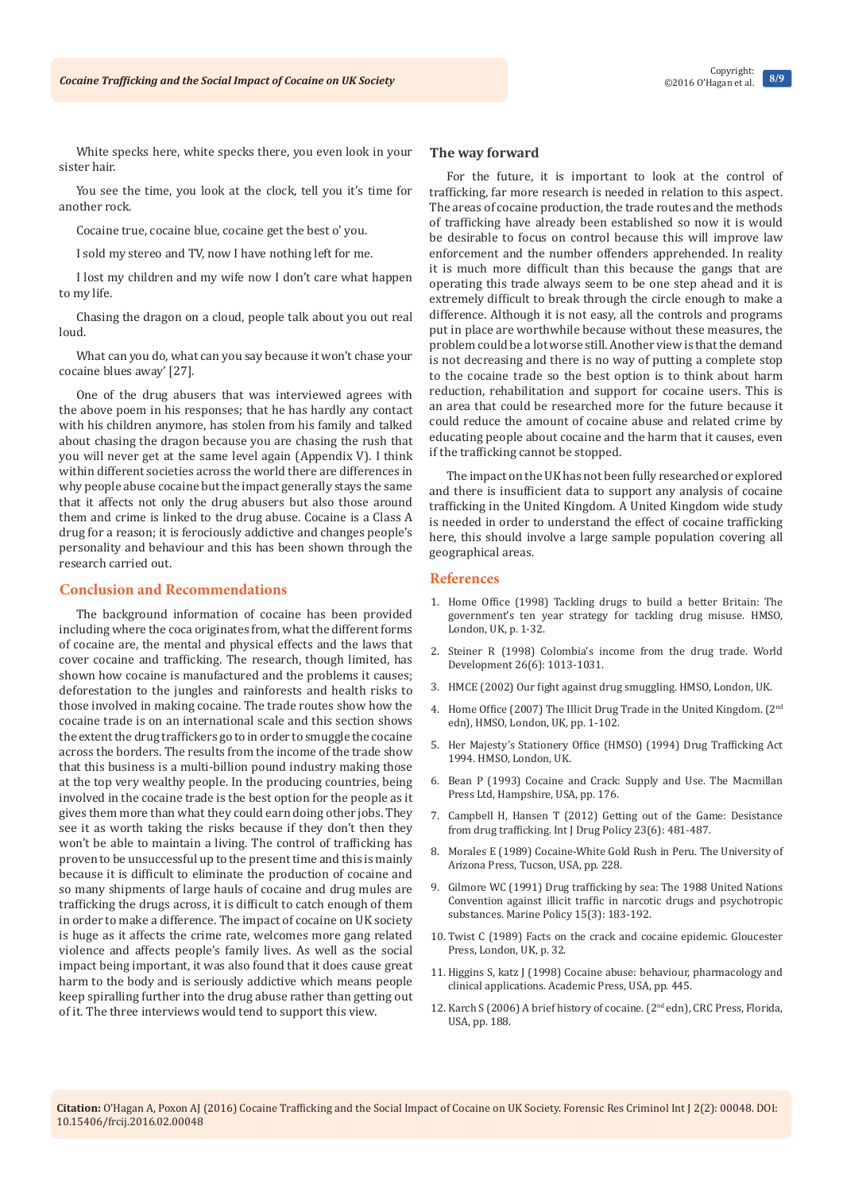White specks here, white specks there, you even look in your sister hair.

You see the time, you look at the clock, tell you it's time for another rock.

Cocaine true, cocaine blue, cocaine get the best o' you.

I sold my stereo and TV, now I have nothing left for me.

I lost my children and my wife now I don't care what happen to my life.

Chasing the dragon on a cloud, people talk about you out real loud.

What can you do, what can you say because it won't chase your cocaine blues away' [27].

One of the drug abusers that was interviewed agrees with the above poem in his responses; that he has hardly any contact with his children anymore, has stolen from his family and talked about chasing the dragon because you are chasing the rush that you will never get at the same level again (Appendix V). I think within different societies across the world there are differences in why people abuse cocaine but the impact generally stays the same that it affects not only the drug abusers but also those around them and crime is linked to the drug abuse. Cocaine is a Class A drug for a reason; it is ferociously addictive and changes people's personality and behaviour and this has been shown through the research carried out.

## Conclusion and Recommendations

The background information of cocaine has been provided including where the coca originates from, what the different forms of cocaine are, the mental and physical effects and the laws that cover cocaine and trafficking. The research, though limited, has shown how cocaine is manufactured and the problems it causes; deforestation to the jungles and rainforests and health risks to those involved in making cocaine. The trade routes show how the cocaine trade is on an international scale and this section shows the extent the drug traffickers go to in order to smuggle the cocaine across the borders. The results from the income of the trade show that this business is a multi-billion pound industry making those at the top very wealthy people. In the producing countries, being involved in the cocaine trade is the best option for the people as it gives them more than what they could earn doing other jobs. They see it as worth taking the risks because if they don't then they won't be able to maintain a living. The control of trafficking has proven to be unsuccessful up to the present time and this is mainly because it is difficult to eliminate the production of cocaine and so many shipments of large hauls of cocaine and drug mules are trafficking the drugs across, it is difficult to catch enough of them in order to make a difference. The impact of cocaine on UK society is huge as it affects the crime rate, welcomes more gang related violence and affects people's family lives. As well as the social impact being important, it was also found that it does cause great harm to the body and is seriously addictive which means people keep spiralling further into the drug abuse rather than getting out of it. The three interviews would tend to support this view.

### The way forward

For the future, it is important to look at the control of trafficking, far more research is needed in relation to this aspect. The areas of cocaine production, the trade routes and the methods of trafficking have already been established so now it is would be desirable to focus on control because this will improve law enforcement and the number offenders apprehended. In reality it is much more difficult than this because the gangs that are operating this trade always seem to be one step ahead and it is extremely difficult to break through the circle enough to make a difference. Although it is not easy, all the controls and programs put in place are worthwhile because without these measures, the problem could be a lot worse still. Another view is that the demand is not decreasing and there is no way of putting a complete stop to the cocaine trade so the best option is to think about harm reduction, rehabilitation and support for cocaine users. This is an area that could be researched more for the future because it could reduce the amount of cocaine abuse and related crime by educating people about cocaine and the harm that it causes, even if the trafficking cannot be stopped.

The impact on the UK has not been fully researched or explored and there is insufficient data to support any analysis of cocaine trafficking in the United Kingdom. A United Kingdom wide study is needed in order to understand the effect of cocaine trafficking here, this should involve a large sample population covering all geographical areas.

## References

1. Home Office (1998) Tackling drugs to build a better Britain: The government's ten year strategy for tackling drug misuse. HMSO, London, UK, p. 1-32.
2. Steiner R (1998) Colombia's income from the drug trade. World Development 26(6): 1013-1031.
3. HMCE (2002) Our fight against drug smuggling. HMSO, London, UK.
4. Home Office (2007) The Illicit Drug Trade in the United Kingdom. (2nd edn), HMSO, London, UK, pp. 1-102.
5. Her Majesty's Stationery Office (HMSO) (1994) Drug Trafficking Act 1994. HMSO, London, UK.
6. Bean P (1993) Cocaine and Crack: Supply and Use. The Macmillan Press Ltd, Hampshire, USA, pp. 176.
7. Campbell H, Hansen T (2012) Getting out of the Game: Desistance from drug trafficking. Int J Drug Policy 23(6): 481-487.
8. Morales E (1989) Cocaine-White Gold Rush in Peru. The University of Arizona Press, Tucson, USA, pp. 228.
9. Gilmore WC (1991) Drug trafficking by sea: The 1988 United Nations Convention against illicit traffic in narcotic drugs and psychotropic substances. Marine Policy 15(3): 183-192.
10. Twist C (1989) Facts on the crack and cocaine epidemic. Gloucester Press, London, UK, p. 32.
11. Higgins S, katz J (1998) Cocaine abuse: behaviour, pharmacology and clinical applications. Academic Press, USA, pp. 445.
12. Karch S (2006) A brief history of cocaine. (2nd edn), CRC Press, Florida, USA, pp. 188.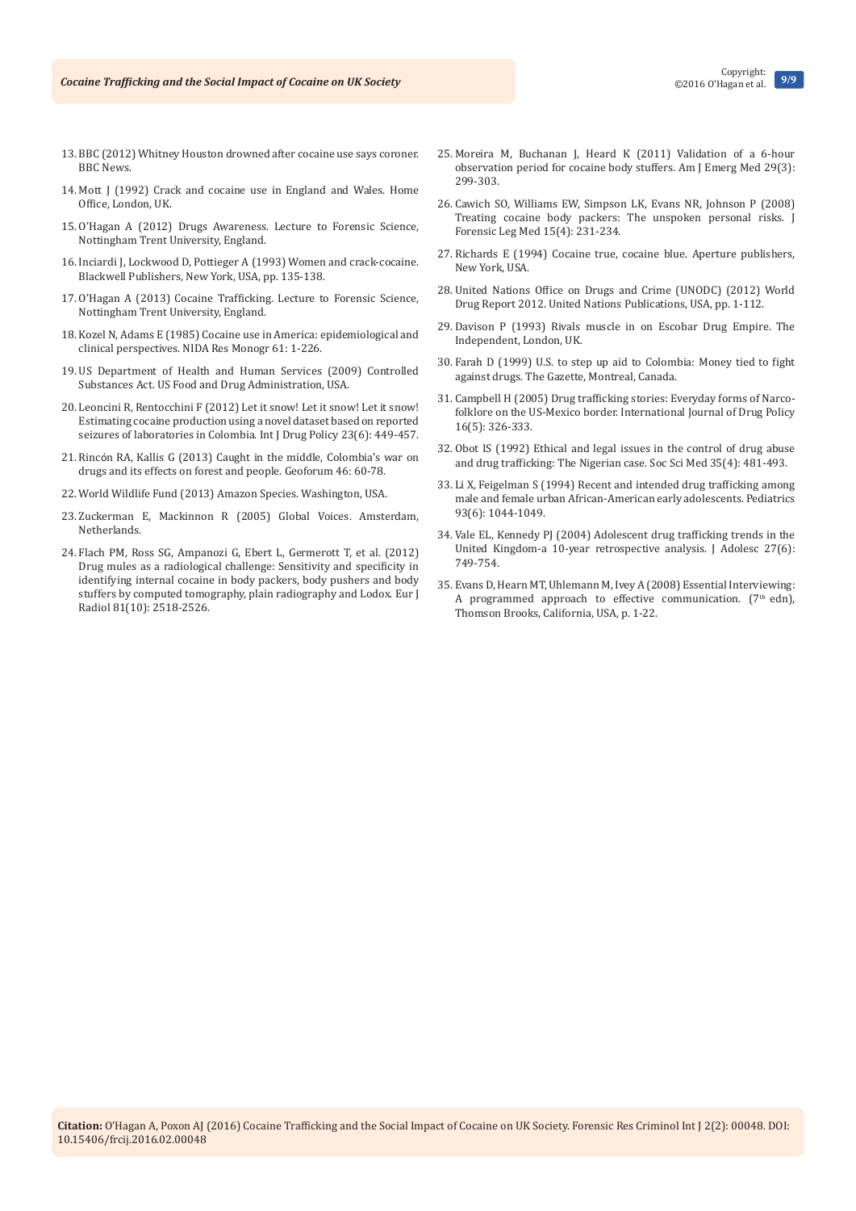13. BBC (2012) Whitney Houston drowned after cocaine use says coroner. BBC News.
14. Mott J (1992) Crack and cocaine use in England and Wales. Home Office, London, UK.
15. O'Hagan A (2012) Drugs Awareness. Lecture to Forensic Science, Nottingham Trent University, England.
16. Inciardi J, Lockwood D, Pottieger A (1993) Women and crack-cocaine. Blackwell Publishers, New York, USA, pp. 135-138.
17. O'Hagan A (2013) Cocaine Trafficking. Lecture to Forensic Science, Nottingham Trent University, England.
18. Kozel N, Adams E (1985) Cocaine use in America: epidemiological and clinical perspectives. NIDA Res Monogr 61: 1-226.
19. US Department of Health and Human Services (2009) Controlled Substances Act. US Food and Drug Administration, USA.
20. Leoncini R, Rentocchini F (2012) Let it snow! Let it snow! Let it snow! Estimating cocaine production using a novel dataset based on reported seizures of laboratories in Colombia. Int J Drug Policy 23(6): 449-457.
21. Rincón RA, Kallis G (2013) Caught in the middle, Colombia's war on drugs and its effects on forest and people. Geoforum 46: 60-78.
22. World Wildlife Fund (2013) Amazon Species. Washington, USA.
23. Zuckerman E, Mackinnon R (2005) Global Voices. Amsterdam, Netherlands.
24. Flach PM, Ross SG, Ampanozi G, Ebert L, Germerott T, et al. (2012) Drug mules as a radiological challenge: Sensitivity and specificity in identifying internal cocaine in body packers, body pushers and body stuffers by computed tomography, plain radiography and Lodox. Eur J Radiol 81(10): 2518-2526.
25. Moreira M, Buchanan J, Heard K (2011) Validation of a 6-hour observation period for cocaine body stuffers. Am J Emerg Med 29(3): 299-303.
26. Cawich SO, Williams EW, Simpson LK, Evans NR, Johnson P (2008) Treating cocaine body packers: The unspoken personal risks. J Forensic Leg Med 15(4): 231-234.
27. Richards E (1994) Cocaine true, cocaine blue. Aperture publishers, New York, USA.
28. United Nations Office on Drugs and Crime (UNODC) (2012) World Drug Report 2012. United Nations Publications, USA, pp. 1-112.
29. Davison P (1993) Rivals muscle in on Escobar Drug Empire. The Independent, London, UK.
30. Farah D (1999) U.S. to step up aid to Colombia: Money tied to fight against drugs. The Gazette, Montreal, Canada.
31. Campbell H (2005) Drug trafficking stories: Everyday forms of Narco-folklore on the US-Mexico border. International Journal of Drug Policy 16(5): 326-333.
32. Obot IS (1992) Ethical and legal issues in the control of drug abuse and drug trafficking: The Nigerian case. Soc Sci Med 35(4): 481-493.
33. Li X, Feigelman S (1994) Recent and intended drug trafficking among male and female urban African-American early adolescents. Pediatrics 93(6): 1044-1049.
34. Vale EL, Kennedy PJ (2004) Adolescent drug trafficking trends in the United Kingdom-a 10-year retrospective analysis. J Adolesc 27(6): 749-754.
35. Evans D, Hearn MT, Uhlemann M, Ivey A (2008) Essential Interviewing: A programmed approach to effective communication. (7th edn), Thomson Brooks, California, USA, p. 1-22.